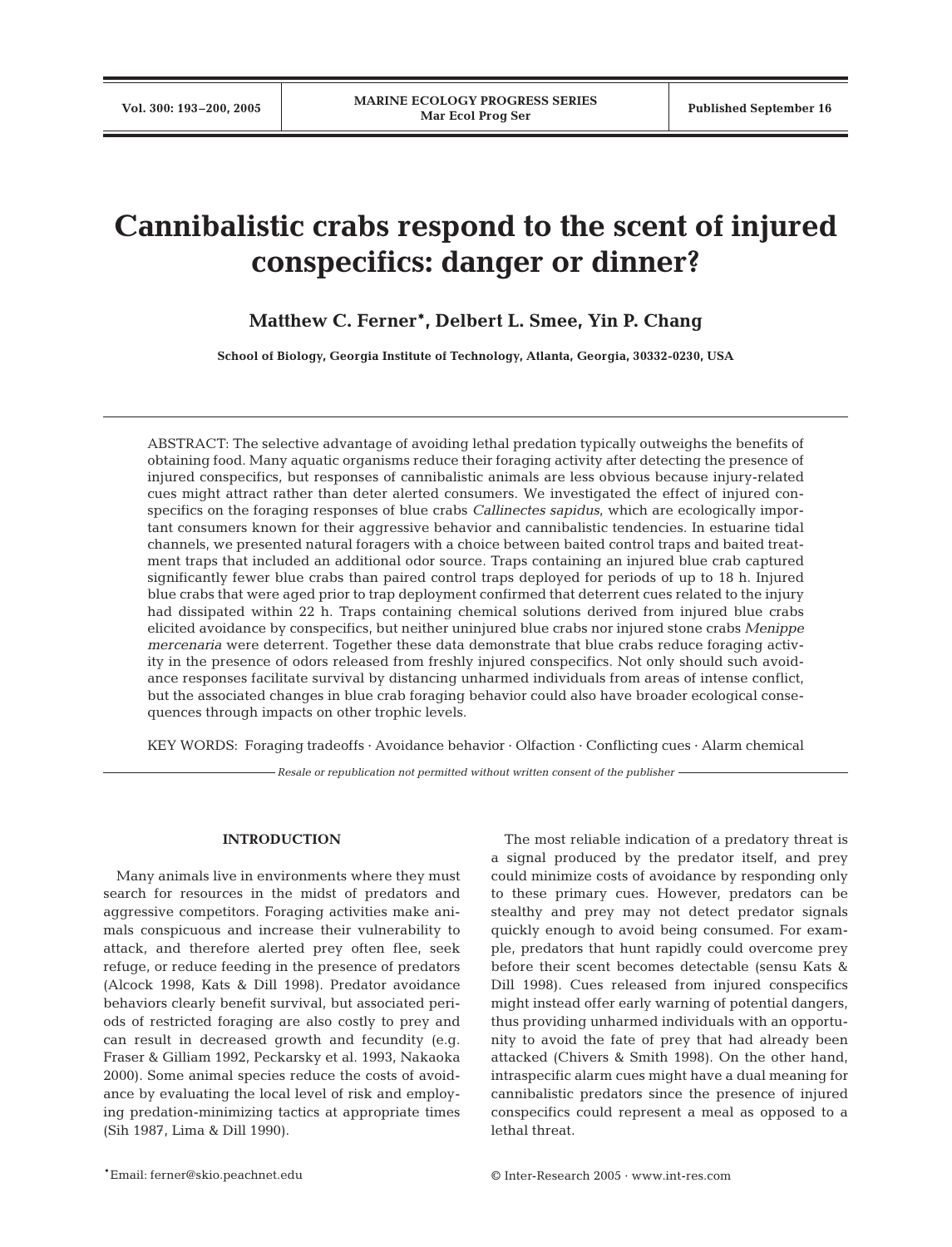# Cannibalistic crabs respond to the scent of injured conspecifics: danger or dinner?

**Matthew C. Ferner*, Delbert L. Smee, Yin P. Chang**

**School of Biology, Georgia Institute of Technology, Atlanta, Georgia, 30332-0230, USA**

ABSTRACT: The selective advantage of avoiding lethal predation typically outweighs the benefits of obtaining food. Many aquatic organisms reduce their foraging activity after detecting the presence of injured conspecifics, but responses of cannibalistic animals are less obvious because injury-related cues might attract rather than deter alerted consumers. We investigated the effect of injured conspecifics on the foraging responses of blue crabs *Callinectes sapidus*, which are ecologically important consumers known for their aggressive behavior and cannibalistic tendencies. In estuarine tidal channels, we presented natural foragers with a choice between baited control traps and baited treatment traps that included an additional odor source. Traps containing an injured blue crab captured significantly fewer blue crabs than paired control traps deployed for periods of up to 18 h. Injured blue crabs that were aged prior to trap deployment confirmed that deterrent cues related to the injury had dissipated within 22 h. Traps containing chemical solutions derived from injured blue crabs elicited avoidance by conspecifics, but neither uninjured blue crabs nor injured stone crabs *Menippe mercenaria* were deterrent. Together these data demonstrate that blue crabs reduce foraging activity in the presence of odors released from freshly injured conspecifics. Not only should such avoidance responses facilitate survival by distancing unharmed individuals from areas of intense conflict, but the associated changes in blue crab foraging behavior could also have broader ecological consequences through impacts on other trophic levels.

KEY WORDS: Foraging tradeoffs · Avoidance behavior · Olfaction · Conflicting cues · Alarm chemical

*Resale or republication not permitted without written consent of the publisher*

## INTRODUCTION

Many animals live in environments where they must search for resources in the midst of predators and aggressive competitors. Foraging activities make animals conspicuous and increase their vulnerability to attack, and therefore alerted prey often flee, seek refuge, or reduce feeding in the presence of predators (Alcock 1998, Kats & Dill 1998). Predator avoidance behaviors clearly benefit survival, but associated periods of restricted foraging are also costly to prey and can result in decreased growth and fecundity (e.g. Fraser & Gilliam 1992, Peckarsky et al. 1993, Nakaoka 2000). Some animal species reduce the costs of avoidance by evaluating the local level of risk and employing predation-minimizing tactics at appropriate times (Sih 1987, Lima & Dill 1990).

The most reliable indication of a predatory threat is a signal produced by the predator itself, and prey could minimize costs of avoidance by responding only to these primary cues. However, predators can be stealthy and prey may not detect predator signals quickly enough to avoid being consumed. For example, predators that hunt rapidly could overcome prey before their scent becomes detectable (sensu Kats & Dill 1998). Cues released from injured conspecifics might instead offer early warning of potential dangers, thus providing unharmed individuals with an opportunity to avoid the fate of prey that had already been attacked (Chivers & Smith 1998). On the other hand, intraspecific alarm cues might have a dual meaning for cannibalistic predators since the presence of injured conspecifics could represent a meal as opposed to a lethal threat.

*Email: ferner@skio.peachnet.edu

© Inter-Research 2005 · www.int-res.com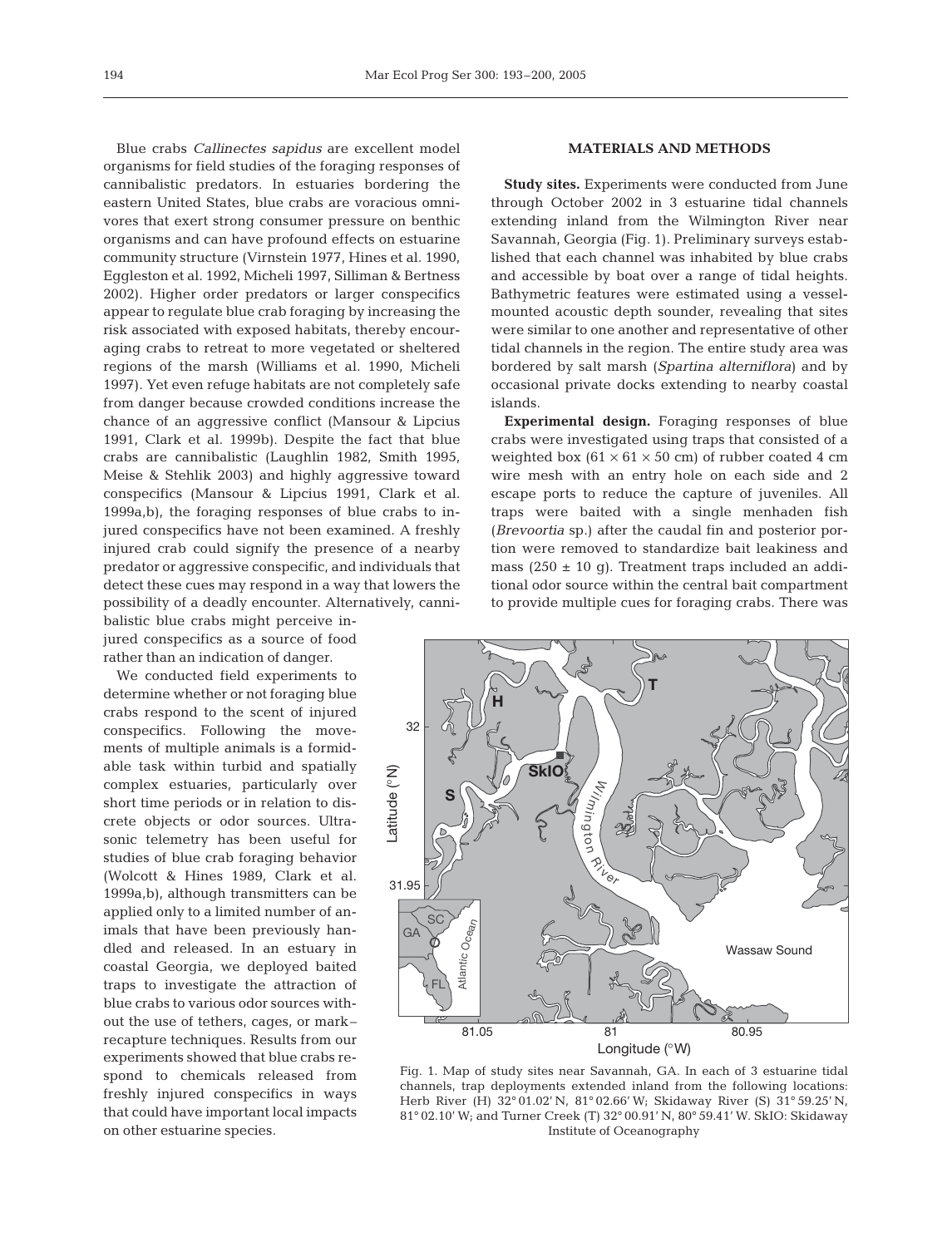Blue crabs *Callinectes sapidus* are excellent model organisms for field studies of the foraging responses of cannibalistic predators. In estuaries bordering the eastern United States, blue crabs are voracious omnivores that exert strong consumer pressure on benthic organisms and can have profound effects on estuarine community structure (Virnstein 1977, Hines et al. 1990, Eggleston et al. 1992, Micheli 1997, Silliman & Bertness 2002). Higher order predators or larger conspecifics appear to regulate blue crab foraging by increasing the risk associated with exposed habitats, thereby encouraging crabs to retreat to more vegetated or sheltered regions of the marsh (Williams et al. 1990, Micheli 1997). Yet even refuge habitats are not completely safe from danger because crowded conditions increase the chance of an aggressive conflict (Mansour & Lipcius 1991, Clark et al. 1999b). Despite the fact that blue crabs are cannibalistic (Laughlin 1982, Smith 1995, Meise & Stehlik 2003) and highly aggressive toward conspecifics (Mansour & Lipcius 1991, Clark et al. 1999a,b), the foraging responses of blue crabs to injured conspecifics have not been examined. A freshly injured crab could signify the presence of a nearby predator or aggressive conspecific, and individuals that detect these cues may respond in a way that lowers the possibility of a deadly encounter. Alternatively, cannibalistic blue crabs might perceive injured conspecifics as a source of food rather than an indication of danger.

We conducted field experiments to determine whether or not foraging blue crabs respond to the scent of injured conspecifics. Following the movements of multiple animals is a formidable task within turbid and spatially complex estuaries, particularly over short time periods or in relation to discrete objects or odor sources. Ultrasonic telemetry has been useful for studies of blue crab foraging behavior (Wolcott & Hines 1989, Clark et al. 1999a,b), although transmitters can be applied only to a limited number of animals that have been previously handled and released. In an estuary in coastal Georgia, we deployed baited traps to investigate the attraction of blue crabs to various odor sources without the use of tethers, cages, or mark–recapture techniques. Results from our experiments showed that blue crabs respond to chemicals released from freshly injured conspecifics in ways that could have important local impacts on other estuarine species.

## MATERIALS AND METHODS

**Study sites.** Experiments were conducted from June through October 2002 in 3 estuarine tidal channels extending inland from the Wilmington River near Savannah, Georgia (Fig. 1). Preliminary surveys established that each channel was inhabited by blue crabs and accessible by boat over a range of tidal heights. Bathymetric features were estimated using a vessel-mounted acoustic depth sounder, revealing that sites were similar to one another and representative of other tidal channels in the region. The entire study area was bordered by salt marsh (*Spartina alterniflora*) and by occasional private docks extending to nearby coastal islands.

**Experimental design.** Foraging responses of blue crabs were investigated using traps that consisted of a weighted box ($61 \times 61 \times 50$ cm) of rubber coated 4 cm wire mesh with an entry hole on each side and 2 escape ports to reduce the capture of juveniles. All traps were baited with a single menhaden fish (*Brevoortia* sp.) after the caudal fin and posterior portion were removed to standardize bait leakiness and mass ($250 \pm 10$ g). Treatment traps included an additional odor source within the central bait compartment to provide multiple cues for foraging crabs. There was

T
H
SkIO
S
Wilmington River
Wassaw Sound
SC
GA
FL
Atlantic Ocean
Latitude (°N)
32
31.95
81.05
81
80.95
Longitude (°W)

Fig. 1. Map of study sites near Savannah, GA. In each of 3 estuarine tidal channels, trap deployments extended inland from the following locations: Herb River (H) 32° 01.02′ N, 81° 02.66′ W; Skidaway River (S) 31° 59.25′ N, 81° 02.10′ W; and Turner Creek (T) 32° 00.91′ N, 80° 59.41′ W. SkIO: Skidaway Institute of Oceanography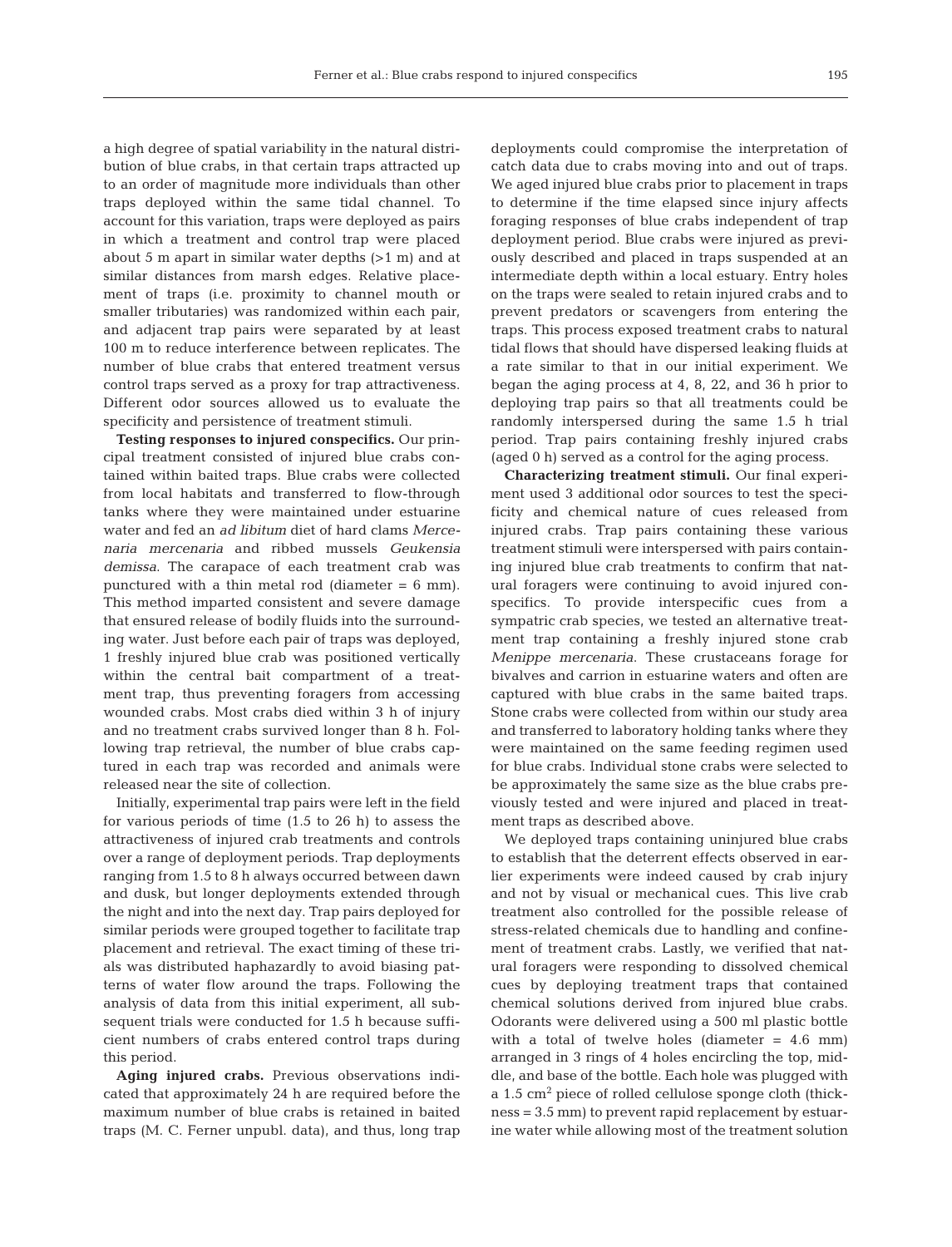a high degree of spatial variability in the natural distribution of blue crabs, in that certain traps attracted up to an order of magnitude more individuals than other traps deployed within the same tidal channel. To account for this variation, traps were deployed as pairs in which a treatment and control trap were placed about 5 m apart in similar water depths (>1 m) and at similar distances from marsh edges. Relative placement of traps (i.e. proximity to channel mouth or smaller tributaries) was randomized within each pair, and adjacent trap pairs were separated by at least 100 m to reduce interference between replicates. The number of blue crabs that entered treatment versus control traps served as a proxy for trap attractiveness. Different odor sources allowed us to evaluate the specificity and persistence of treatment stimuli.

**Testing responses to injured conspecifics.** Our principal treatment consisted of injured blue crabs contained within baited traps. Blue crabs were collected from local habitats and transferred to flow-through tanks where they were maintained under estuarine water and fed an *ad libitum* diet of hard clams *Mercenaria mercenaria* and ribbed mussels *Geukensia demissa*. The carapace of each treatment crab was punctured with a thin metal rod (diameter = 6 mm). This method imparted consistent and severe damage that ensured release of bodily fluids into the surrounding water. Just before each pair of traps was deployed, 1 freshly injured blue crab was positioned vertically within the central bait compartment of a treatment trap, thus preventing foragers from accessing wounded crabs. Most crabs died within 3 h of injury and no treatment crabs survived longer than 8 h. Following trap retrieval, the number of blue crabs captured in each trap was recorded and animals were released near the site of collection.

Initially, experimental trap pairs were left in the field for various periods of time (1.5 to 26 h) to assess the attractiveness of injured crab treatments and controls over a range of deployment periods. Trap deployments ranging from 1.5 to 8 h always occurred between dawn and dusk, but longer deployments extended through the night and into the next day. Trap pairs deployed for similar periods were grouped together to facilitate trap placement and retrieval. The exact timing of these trials was distributed haphazardly to avoid biasing patterns of water flow around the traps. Following the analysis of data from this initial experiment, all subsequent trials were conducted for 1.5 h because sufficient numbers of crabs entered control traps during this period.

**Aging injured crabs.** Previous observations indicated that approximately 24 h are required before the maximum number of blue crabs is retained in baited traps (M. C. Ferner unpubl. data), and thus, long trap deployments could compromise the interpretation of catch data due to crabs moving into and out of traps. We aged injured blue crabs prior to placement in traps to determine if the time elapsed since injury affects foraging responses of blue crabs independent of trap deployment period. Blue crabs were injured as previously described and placed in traps suspended at an intermediate depth within a local estuary. Entry holes on the traps were sealed to retain injured crabs and to prevent predators or scavengers from entering the traps. This process exposed treatment crabs to natural tidal flows that should have dispersed leaking fluids at a rate similar to that in our initial experiment. We began the aging process at 4, 8, 22, and 36 h prior to deploying trap pairs so that all treatments could be randomly interspersed during the same 1.5 h trial period. Trap pairs containing freshly injured crabs (aged 0 h) served as a control for the aging process.

**Characterizing treatment stimuli.** Our final experiment used 3 additional odor sources to test the specificity and chemical nature of cues released from injured crabs. Trap pairs containing these various treatment stimuli were interspersed with pairs containing injured blue crab treatments to confirm that natural foragers were continuing to avoid injured conspecifics. To provide interspecific cues from a sympatric crab species, we tested an alternative treatment trap containing a freshly injured stone crab *Menippe mercenaria*. These crustaceans forage for bivalves and carrion in estuarine waters and often are captured with blue crabs in the same baited traps. Stone crabs were collected from within our study area and transferred to laboratory holding tanks where they were maintained on the same feeding regimen used for blue crabs. Individual stone crabs were selected to be approximately the same size as the blue crabs previously tested and were injured and placed in treatment traps as described above.

We deployed traps containing uninjured blue crabs to establish that the deterrent effects observed in earlier experiments were indeed caused by crab injury and not by visual or mechanical cues. This live crab treatment also controlled for the possible release of stress-related chemicals due to handling and confinement of treatment crabs. Lastly, we verified that natural foragers were responding to dissolved chemical cues by deploying treatment traps that contained chemical solutions derived from injured blue crabs. Odorants were delivered using a 500 ml plastic bottle with a total of twelve holes (diameter = 4.6 mm) arranged in 3 rings of 4 holes encircling the top, middle, and base of the bottle. Each hole was plugged with a 1.5 $cm^2$ piece of rolled cellulose sponge cloth (thickness = 3.5 mm) to prevent rapid replacement by estuarine water while allowing most of the treatment solution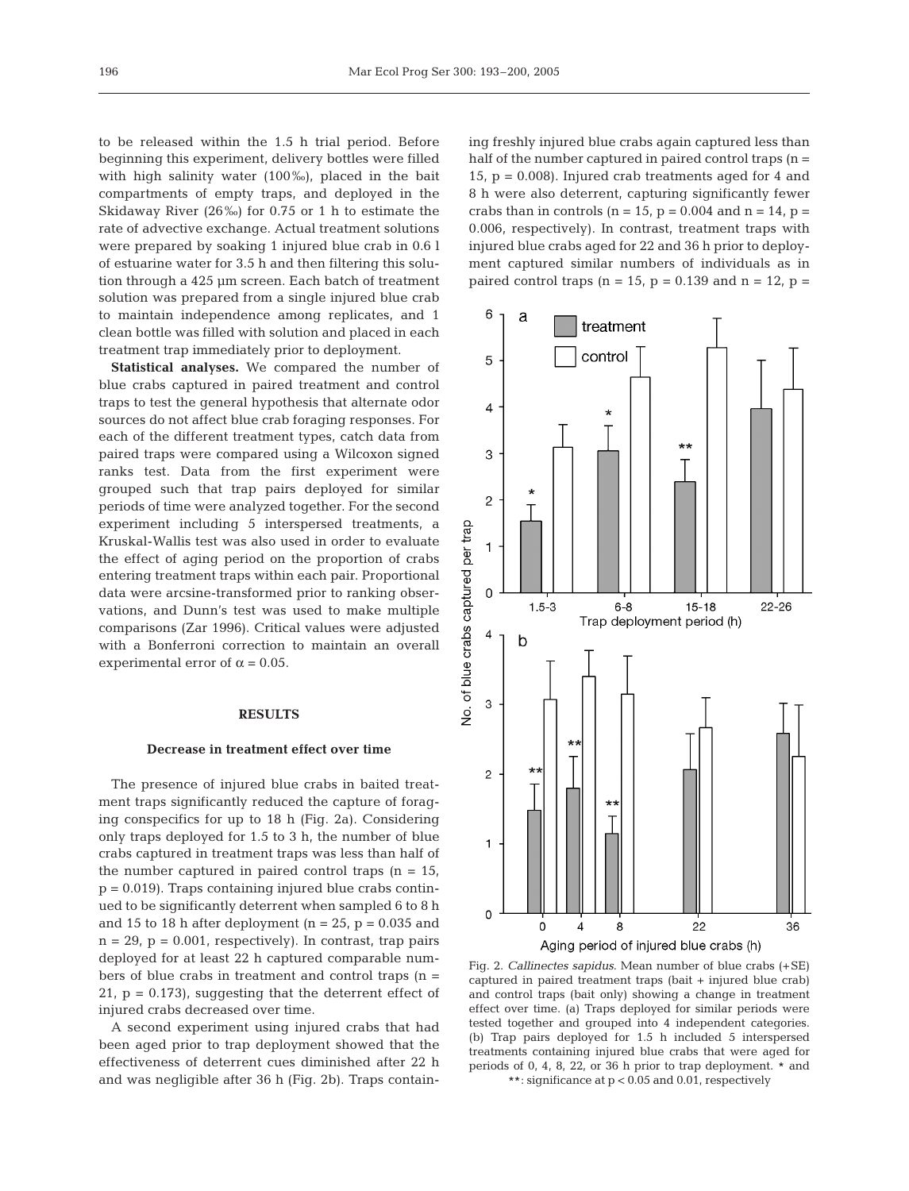to be released within the 1.5 h trial period. Before beginning this experiment, delivery bottles were filled with high salinity water (100‰), placed in the bait compartments of empty traps, and deployed in the Skidaway River (26‰) for 0.75 or 1 h to estimate the rate of advective exchange. Actual treatment solutions were prepared by soaking 1 injured blue crab in 0.6 l of estuarine water for 3.5 h and then filtering this solution through a 425 µm screen. Each batch of treatment solution was prepared from a single injured blue crab to maintain independence among replicates, and 1 clean bottle was filled with solution and placed in each treatment trap immediately prior to deployment.

**Statistical analyses.** We compared the number of blue crabs captured in paired treatment and control traps to test the general hypothesis that alternate odor sources do not affect blue crab foraging responses. For each of the different treatment types, catch data from paired traps were compared using a Wilcoxon signed ranks test. Data from the first experiment were grouped such that trap pairs deployed for similar periods of time were analyzed together. For the second experiment including 5 interspersed treatments, a Kruskal-Wallis test was also used in order to evaluate the effect of aging period on the proportion of crabs entering treatment traps within each pair. Proportional data were arcsine-transformed prior to ranking observations, and Dunn's test was used to make multiple comparisons (Zar 1996). Critical values were adjusted with a Bonferroni correction to maintain an overall experimental error of $\alpha = 0.05$.

## RESULTS

### Decrease in treatment effect over time

The presence of injured blue crabs in baited treatment traps significantly reduced the capture of foraging conspecifics for up to 18 h (Fig. 2a). Considering only traps deployed for 1.5 to 3 h, the number of blue crabs captured in treatment traps was less than half of the number captured in paired control traps ($n = 15$, $p = 0.019$). Traps containing injured blue crabs continued to be significantly deterrent when sampled 6 to 8 h and 15 to 18 h after deployment ($n = 25$, $p = 0.035$ and $n = 29$, $p = 0.001$, respectively). In contrast, trap pairs deployed for at least 22 h captured comparable numbers of blue crabs in treatment and control traps ($n = 21$, $p = 0.173$), suggesting that the deterrent effect of injured crabs decreased over time.

A second experiment using injured crabs that had been aged prior to trap deployment showed that the effectiveness of deterrent cues diminished after 22 h and was negligible after 36 h (Fig. 2b). Traps containing freshly injured blue crabs again captured less than half of the number captured in paired control traps ($n = 15$, $p = 0.008$). Injured crab treatments aged for 4 and 8 h were also deterrent, capturing significantly fewer crabs than in controls ($n = 15$, $p = 0.004$ and $n = 14$, $p = 0.006$, respectively). In contrast, treatment traps with injured blue crabs aged for 22 and 36 h prior to deployment captured similar numbers of individuals as in paired control traps ($n = 15$, $p = 0.139$ and $n = 12$, $p =$

a
treatment
control
No. of blue crabs captured per trap
0 1 2 3 4 5 6
*
*
**
1.5-3 6-8 15-18 22-26
Trap deployment period (h)

b
0 1 2 3 4
**
**
**
0 4 8 22 36
Aging period of injured blue crabs (h)

Fig. 2. *Callinectes sapidus*. Mean number of blue crabs (+SE) captured in paired treatment traps (bait + injured blue crab) and control traps (bait only) showing a change in treatment effect over time. (a) Traps deployed for similar periods were tested together and grouped into 4 independent categories. (b) Trap pairs deployed for 1.5 h included 5 interspersed treatments containing injured blue crabs that were aged for periods of 0, 4, 8, 22, or 36 h prior to trap deployment. * and **: significance at $p < 0.05$ and 0.01, respectively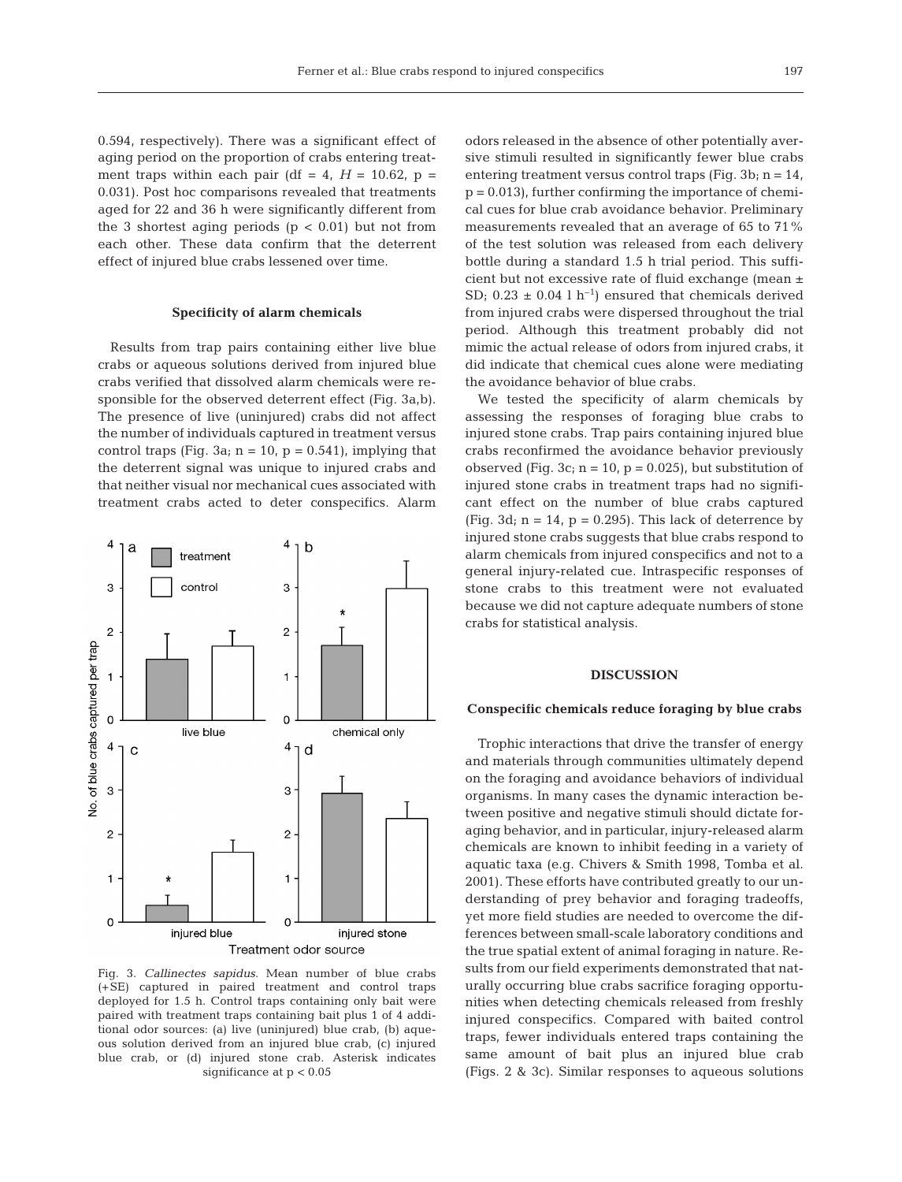0.594, respectively). There was a significant effect of aging period on the proportion of crabs entering treatment traps within each pair (df = 4, $H = 10.62$, $p = 0.031$). Post hoc comparisons revealed that treatments aged for 22 and 36 h were significantly different from the 3 shortest aging periods ($p < 0.01$) but not from each other. These data confirm that the deterrent effect of injured blue crabs lessened over time.

### Specificity of alarm chemicals

Results from trap pairs containing either live blue crabs or aqueous solutions derived from injured blue crabs verified that dissolved alarm chemicals were responsible for the observed deterrent effect (Fig. 3a,b). The presence of live (uninjured) crabs did not affect the number of individuals captured in treatment versus control traps (Fig. 3a; $n = 10$, $p = 0.541$), implying that the deterrent signal was unique to injured crabs and that neither visual nor mechanical cues associated with treatment crabs acted to deter conspecifics. Alarm odors released in the absence of other potentially aversive stimuli resulted in significantly fewer blue crabs entering treatment versus control traps (Fig. 3b; $n = 14$, $p = 0.013$), further confirming the importance of chemical cues for blue crab avoidance behavior. Preliminary measurements revealed that an average of 65 to 71% of the test solution was released from each delivery bottle during a standard 1.5 h trial period. This sufficient but not excessive rate of fluid exchange (mean ± SD; $0.23 \pm 0.04$ l $h^{-1}$) ensured that chemicals derived from injured crabs were dispersed throughout the trial period. Although this treatment probably did not mimic the actual release of odors from injured crabs, it did indicate that chemical cues alone were mediating the avoidance behavior of blue crabs.

We tested the specificity of alarm chemicals by assessing the responses of foraging blue crabs to injured stone crabs. Trap pairs containing injured blue crabs reconfirmed the avoidance behavior previously observed (Fig. 3c; $n = 10$, $p = 0.025$), but substitution of injured stone crabs in treatment traps had no significant effect on the number of blue crabs captured (Fig. 3d; $n = 14$, $p = 0.295$). This lack of deterrence by injured stone crabs suggests that blue crabs respond to alarm chemicals from injured conspecifics and not to a general injury-related cue. Intraspecific responses of stone crabs to this treatment were not evaluated because we did not capture adequate numbers of stone crabs for statistical analysis.

a
b
c
d
treatment
control
No. of blue crabs captured per trap
0
1
2
3
4
*
*
live blue
chemical only
injured blue
injured stone
Treatment odor source

Fig. 3. *Callinectes sapidus*. Mean number of blue crabs (+SE) captured in paired treatment and control traps deployed for 1.5 h. Control traps containing only bait were paired with treatment traps containing bait plus 1 of 4 additional odor sources: (a) live (uninjured) blue crab, (b) aqueous solution derived from an injured blue crab, (c) injured blue crab, or (d) injured stone crab. Asterisk indicates significance at $p < 0.05$

## DISCUSSION

### Conspecific chemicals reduce foraging by blue crabs

Trophic interactions that drive the transfer of energy and materials through communities ultimately depend on the foraging and avoidance behaviors of individual organisms. In many cases the dynamic interaction between positive and negative stimuli should dictate foraging behavior, and in particular, injury-released alarm chemicals are known to inhibit feeding in a variety of aquatic taxa (e.g. Chivers & Smith 1998, Tomba et al. 2001). These efforts have contributed greatly to our understanding of prey behavior and foraging tradeoffs, yet more field studies are needed to overcome the differences between small-scale laboratory conditions and the true spatial extent of animal foraging in nature. Results from our field experiments demonstrated that naturally occurring blue crabs sacrifice foraging opportunities when detecting chemicals released from freshly injured conspecifics. Compared with baited control traps, fewer individuals entered traps containing the same amount of bait plus an injured blue crab (Figs. 2 & 3c). Similar responses to aqueous solutions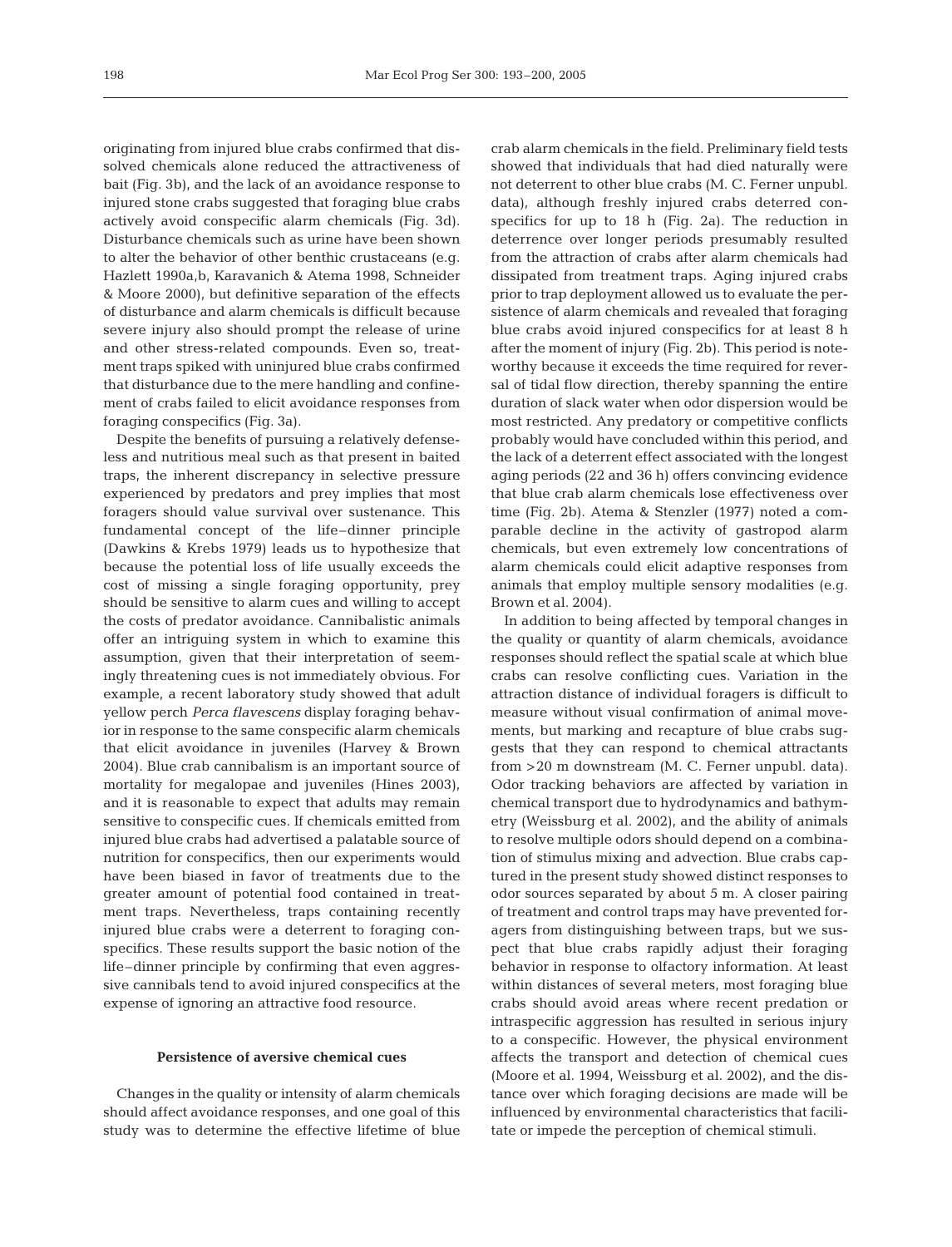originating from injured blue crabs confirmed that dissolved chemicals alone reduced the attractiveness of bait (Fig. 3b), and the lack of an avoidance response to injured stone crabs suggested that foraging blue crabs actively avoid conspecific alarm chemicals (Fig. 3d). Disturbance chemicals such as urine have been shown to alter the behavior of other benthic crustaceans (e.g. Hazlett 1990a,b, Karavanich & Atema 1998, Schneider & Moore 2000), but definitive separation of the effects of disturbance and alarm chemicals is difficult because severe injury also should prompt the release of urine and other stress-related compounds. Even so, treatment traps spiked with uninjured blue crabs confirmed that disturbance due to the mere handling and confinement of crabs failed to elicit avoidance responses from foraging conspecifics (Fig. 3a).

Despite the benefits of pursuing a relatively defenseless and nutritious meal such as that present in baited traps, the inherent discrepancy in selective pressure experienced by predators and prey implies that most foragers should value survival over sustenance. This fundamental concept of the life–dinner principle (Dawkins & Krebs 1979) leads us to hypothesize that because the potential loss of life usually exceeds the cost of missing a single foraging opportunity, prey should be sensitive to alarm cues and willing to accept the costs of predator avoidance. Cannibalistic animals offer an intriguing system in which to examine this assumption, given that their interpretation of seemingly threatening cues is not immediately obvious. For example, a recent laboratory study showed that adult yellow perch *Perca flavescens* display foraging behavior in response to the same conspecific alarm chemicals that elicit avoidance in juveniles (Harvey & Brown 2004). Blue crab cannibalism is an important source of mortality for megalopae and juveniles (Hines 2003), and it is reasonable to expect that adults may remain sensitive to conspecific cues. If chemicals emitted from injured blue crabs had advertised a palatable source of nutrition for conspecifics, then our experiments would have been biased in favor of treatments due to the greater amount of potential food contained in treatment traps. Nevertheless, traps containing recently injured blue crabs were a deterrent to foraging conspecifics. These results support the basic notion of the life–dinner principle by confirming that even aggressive cannibals tend to avoid injured conspecifics at the expense of ignoring an attractive food resource.

### Persistence of aversive chemical cues

Changes in the quality or intensity of alarm chemicals should affect avoidance responses, and one goal of this study was to determine the effective lifetime of blue crab alarm chemicals in the field. Preliminary field tests showed that individuals that had died naturally were not deterrent to other blue crabs (M. C. Ferner unpubl. data), although freshly injured crabs deterred conspecifics for up to 18 h (Fig. 2a). The reduction in deterrence over longer periods presumably resulted from the attraction of crabs after alarm chemicals had dissipated from treatment traps. Aging injured crabs prior to trap deployment allowed us to evaluate the persistence of alarm chemicals and revealed that foraging blue crabs avoid injured conspecifics for at least 8 h after the moment of injury (Fig. 2b). This period is noteworthy because it exceeds the time required for reversal of tidal flow direction, thereby spanning the entire duration of slack water when odor dispersion would be most restricted. Any predatory or competitive conflicts probably would have concluded within this period, and the lack of a deterrent effect associated with the longest aging periods (22 and 36 h) offers convincing evidence that blue crab alarm chemicals lose effectiveness over time (Fig. 2b). Atema & Stenzler (1977) noted a comparable decline in the activity of gastropod alarm chemicals, but even extremely low concentrations of alarm chemicals could elicit adaptive responses from animals that employ multiple sensory modalities (e.g. Brown et al. 2004).

In addition to being affected by temporal changes in the quality or quantity of alarm chemicals, avoidance responses should reflect the spatial scale at which blue crabs can resolve conflicting cues. Variation in the attraction distance of individual foragers is difficult to measure without visual confirmation of animal movements, but marking and recapture of blue crabs suggests that they can respond to chemical attractants from >20 m downstream (M. C. Ferner unpubl. data). Odor tracking behaviors are affected by variation in chemical transport due to hydrodynamics and bathymetry (Weissburg et al. 2002), and the ability of animals to resolve multiple odors should depend on a combination of stimulus mixing and advection. Blue crabs captured in the present study showed distinct responses to odor sources separated by about 5 m. A closer pairing of treatment and control traps may have prevented foragers from distinguishing between traps, but we suspect that blue crabs rapidly adjust their foraging behavior in response to olfactory information. At least within distances of several meters, most foraging blue crabs should avoid areas where recent predation or intraspecific aggression has resulted in serious injury to a conspecific. However, the physical environment affects the transport and detection of chemical cues (Moore et al. 1994, Weissburg et al. 2002), and the distance over which foraging decisions are made will be influenced by environmental characteristics that facilitate or impede the perception of chemical stimuli.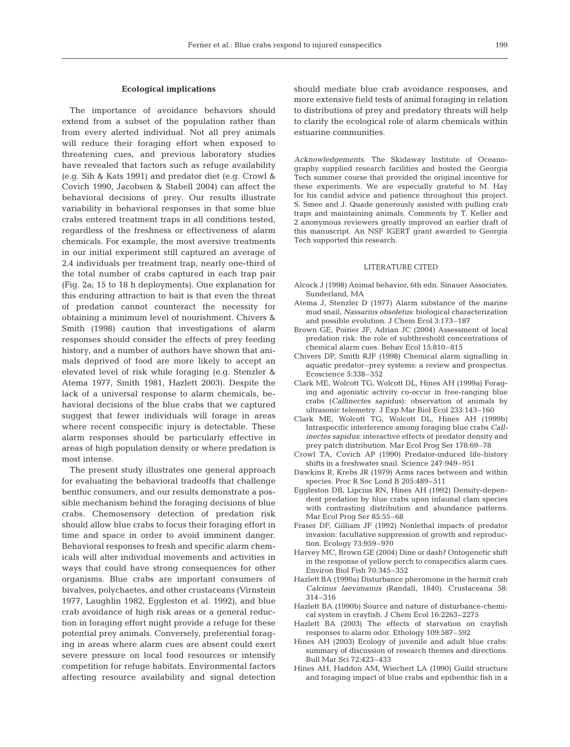### Ecological implications

The importance of avoidance behaviors should extend from a subset of the population rather than from every alerted individual. Not all prey animals will reduce their foraging effort when exposed to threatening cues, and previous laboratory studies have revealed that factors such as refuge availability (e.g. Sih & Kats 1991) and predator diet (e.g. Crowl & Covich 1990, Jacobsen & Stabell 2004) can affect the behavioral decisions of prey. Our results illustrate variability in behavioral responses in that some blue crabs entered treatment traps in all conditions tested, regardless of the freshness or effectiveness of alarm chemicals. For example, the most aversive treatments in our initial experiment still captured an average of 2.4 individuals per treatment trap, nearly one-third of the total number of crabs captured in each trap pair (Fig. 2a; 15 to 18 h deployments). One explanation for this enduring attraction to bait is that even the threat of predation cannot counteract the necessity for obtaining a minimum level of nourishment. Chivers & Smith (1998) caution that investigations of alarm responses should consider the effects of prey feeding history, and a number of authors have shown that animals deprived of food are more likely to accept an elevated level of risk while foraging (e.g. Stenzler & Atema 1977, Smith 1981, Hazlett 2003). Despite the lack of a universal response to alarm chemicals, behavioral decisions of the blue crabs that we captured suggest that fewer individuals will forage in areas where recent conspecific injury is detectable. These alarm responses should be particularly effective in areas of high population density or where predation is most intense.

The present study illustrates one general approach for evaluating the behavioral tradeoffs that challenge benthic consumers, and our results demonstrate a possible mechanism behind the foraging decisions of blue crabs. Chemosensory detection of predation risk should allow blue crabs to focus their foraging effort in time and space in order to avoid imminent danger. Behavioral responses to fresh and specific alarm chemicals will alter individual movements and activities in ways that could have strong consequences for other organisms. Blue crabs are important consumers of bivalves, polychaetes, and other crustaceans (Virnstein 1977, Laughlin 1982, Eggleston et al. 1992), and blue crab avoidance of high risk areas or a general reduction in foraging effort might provide a refuge for these potential prey animals. Conversely, preferential foraging in areas where alarm cues are absent could exert severe pressure on local food resources or intensify competition for refuge habitats. Environmental factors affecting resource availability and signal detection should mediate blue crab avoidance responses, and more extensive field tests of animal foraging in relation to distributions of prey and predatory threats will help to clarify the ecological role of alarm chemicals within estuarine communities.

*Acknowledgements*. The Skidaway Institute of Oceanography supplied research facilities and hosted the Georgia Tech summer course that provided the original incentive for these experiments. We are especially grateful to M. Hay for his candid advice and patience throughout this project. S. Smee and J. Quade generously assisted with pulling crab traps and maintaining animals. Comments by T. Keller and 2 anonymous reviewers greatly improved an earlier draft of this manuscript. An NSF IGERT grant awarded to Georgia Tech supported this research.

## LITERATURE CITED

Alcock J (1998) Animal behavior, 6th edn. Sinauer Associates, Sunderland, MA

Atema J, Stenzler D (1977) Alarm substance of the marine mud snail, *Nassarius obsoletus*: biological characterization and possible evolution. J Chem Ecol 3:173–187

Brown GE, Poirier JF, Adrian JC (2004) Assessment of local predation risk: the role of subthreshold concentrations of chemical alarm cues. Behav Ecol 15:810–815

Chivers DP, Smith RJF (1998) Chemical alarm signalling in aquatic predator–prey systems: a review and prospectus. Ecoscience 5:338–352

Clark ME, Wolcott TG, Wolcott DL, Hines AH (1999a) Foraging and agonistic activity co-occur in free-ranging blue crabs (*Callinectes sapidus*): observation of animals by ultrasonic telemetry. J Exp Mar Biol Ecol 233:143–160

Clark ME, Wolcott TG, Wolcott DL, Hines AH (1999b) Intraspecific interference among foraging blue crabs *Callinectes sapidus*: interactive effects of predator density and prey patch distribution. Mar Ecol Prog Ser 178:69–78

Crowl TA, Covich AP (1990) Predator-induced life-history shifts in a freshwater snail. Science 247:949–951

Dawkins R, Krebs JR (1979) Arms races between and within species. Proc R Soc Lond B 205:489–511

Eggleston DB, Lipcius RN, Hines AH (1992) Density-dependent predation by blue crabs upon infaunal clam species with contrasting distribution and abundance patterns. Mar Ecol Prog Ser 85:55–68

Fraser DF, Gilliam JF (1992) Nonlethal impacts of predator invasion: facultative suppression of growth and reproduction. Ecology 73:959–970

Harvey MC, Brown GE (2004) Dine or dash? Ontogenetic shift in the response of yellow perch to conspecifics alarm cues. Environ Biol Fish 70:345–352

Hazlett BA (1990a) Disturbance pheromone in the hermit crab *Calcinus laevimanus* (Randall, 1840). Crustaceana 58: 314–316

Hazlett BA (1990b) Source and nature of disturbance-chemical system in crayfish. J Chem Ecol 16:2263–2275

Hazlett BA (2003) The effects of starvation on crayfish responses to alarm odor. Ethology 109:587–592

Hines AH (2003) Ecology of juvenile and adult blue crabs: summary of discussion of research themes and directions. Bull Mar Sci 72:423–433

Hines AH, Haddon AM, Wiechert LA (1990) Guild structure and foraging impact of blue crabs and epibenthic fish in a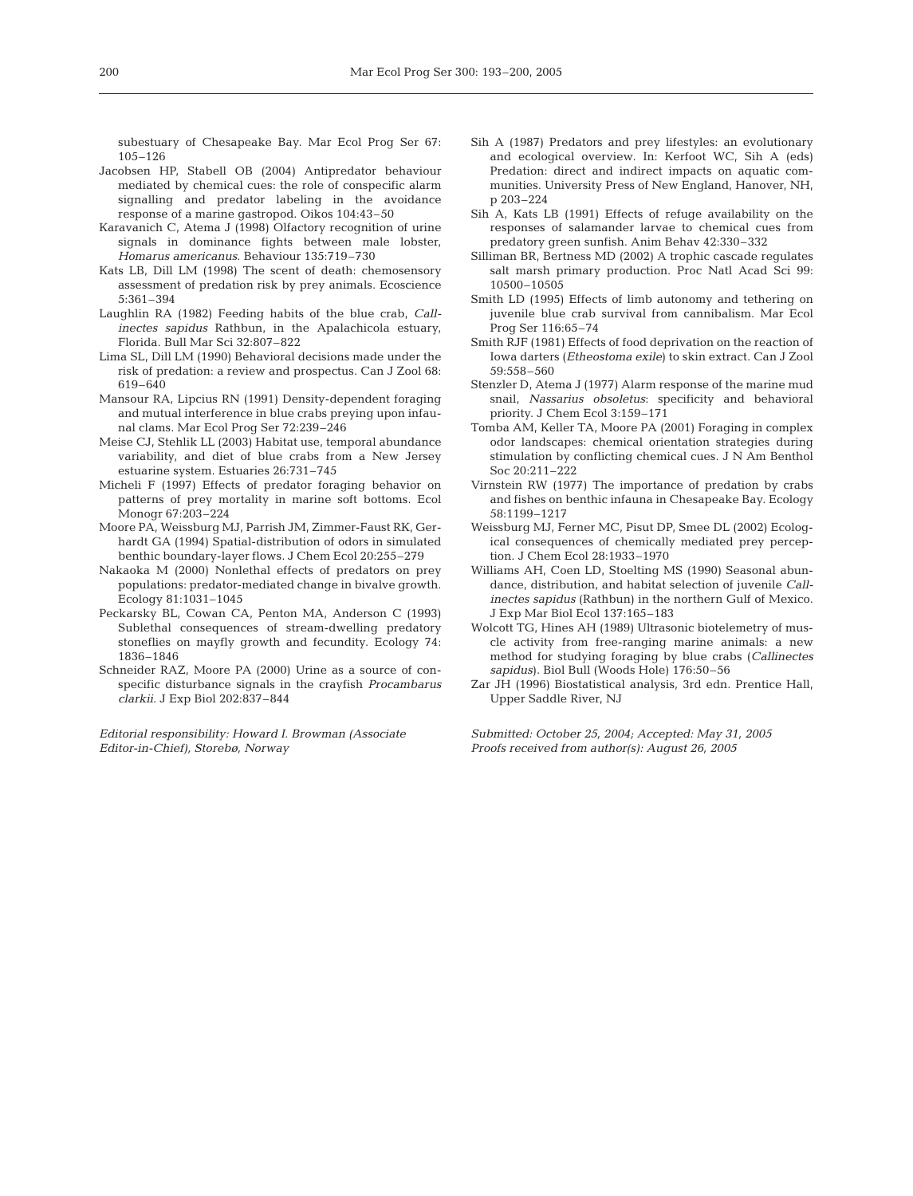subestuary of Chesapeake Bay. Mar Ecol Prog Ser 67: 105–126

Jacobsen HP, Stabell OB (2004) Antipredator behaviour mediated by chemical cues: the role of conspecific alarm signalling and predator labeling in the avoidance response of a marine gastropod. Oikos 104:43–50

Karavanich C, Atema J (1998) Olfactory recognition of urine signals in dominance fights between male lobster, *Homarus americanus*. Behaviour 135:719–730

Kats LB, Dill LM (1998) The scent of death: chemosensory assessment of predation risk by prey animals. Ecoscience 5:361–394

Laughlin RA (1982) Feeding habits of the blue crab, *Callinectes sapidus* Rathbun, in the Apalachicola estuary, Florida. Bull Mar Sci 32:807–822

Lima SL, Dill LM (1990) Behavioral decisions made under the risk of predation: a review and prospectus. Can J Zool 68: 619–640

Mansour RA, Lipcius RN (1991) Density-dependent foraging and mutual interference in blue crabs preying upon infaunal clams. Mar Ecol Prog Ser 72:239–246

Meise CJ, Stehlik LL (2003) Habitat use, temporal abundance variability, and diet of blue crabs from a New Jersey estuarine system. Estuaries 26:731–745

Micheli F (1997) Effects of predator foraging behavior on patterns of prey mortality in marine soft bottoms. Ecol Monogr 67:203–224

Moore PA, Weissburg MJ, Parrish JM, Zimmer-Faust RK, Gerhardt GA (1994) Spatial-distribution of odors in simulated benthic boundary-layer flows. J Chem Ecol 20:255–279

Nakaoka M (2000) Nonlethal effects of predators on prey populations: predator-mediated change in bivalve growth. Ecology 81:1031–1045

Peckarsky BL, Cowan CA, Penton MA, Anderson C (1993) Sublethal consequences of stream-dwelling predatory stoneflies on mayfly growth and fecundity. Ecology 74: 1836–1846

Schneider RAZ, Moore PA (2000) Urine as a source of conspecific disturbance signals in the crayfish *Procambarus clarkii*. J Exp Biol 202:837–844

Sih A (1987) Predators and prey lifestyles: an evolutionary and ecological overview. In: Kerfoot WC, Sih A (eds) Predation: direct and indirect impacts on aquatic communities. University Press of New England, Hanover, NH, p 203–224

Sih A, Kats LB (1991) Effects of refuge availability on the responses of salamander larvae to chemical cues from predatory green sunfish. Anim Behav 42:330–332

Silliman BR, Bertness MD (2002) A trophic cascade regulates salt marsh primary production. Proc Natl Acad Sci 99: 10500–10505

Smith LD (1995) Effects of limb autonomy and tethering on juvenile blue crab survival from cannibalism. Mar Ecol Prog Ser 116:65–74

Smith RJF (1981) Effects of food deprivation on the reaction of Iowa darters (*Etheostoma exile*) to skin extract. Can J Zool 59:558–560

Stenzler D, Atema J (1977) Alarm response of the marine mud snail, *Nassarius obsoletus*: specificity and behavioral priority. J Chem Ecol 3:159–171

Tomba AM, Keller TA, Moore PA (2001) Foraging in complex odor landscapes: chemical orientation strategies during stimulation by conflicting chemical cues. J N Am Benthol Soc 20:211–222

Virnstein RW (1977) The importance of predation by crabs and fishes on benthic infauna in Chesapeake Bay. Ecology 58:1199–1217

Weissburg MJ, Ferner MC, Pisut DP, Smee DL (2002) Ecological consequences of chemically mediated prey perception. J Chem Ecol 28:1933–1970

Williams AH, Coen LD, Stoelting MS (1990) Seasonal abundance, distribution, and habitat selection of juvenile *Callinectes sapidus* (Rathbun) in the northern Gulf of Mexico. J Exp Mar Biol Ecol 137:165–183

Wolcott TG, Hines AH (1989) Ultrasonic biotelemetry of muscle activity from free-ranging marine animals: a new method for studying foraging by blue crabs (*Callinectes sapidus*). Biol Bull (Woods Hole) 176:50–56

Zar JH (1996) Biostatistical analysis, 3rd edn. Prentice Hall, Upper Saddle River, NJ

*Editorial responsibility: Howard I. Browman (Associate Editor-in-Chief), Storebø, Norway*

*Submitted: October 25, 2004; Accepted: May 31, 2005*
*Proofs received from author(s): August 26, 2005*